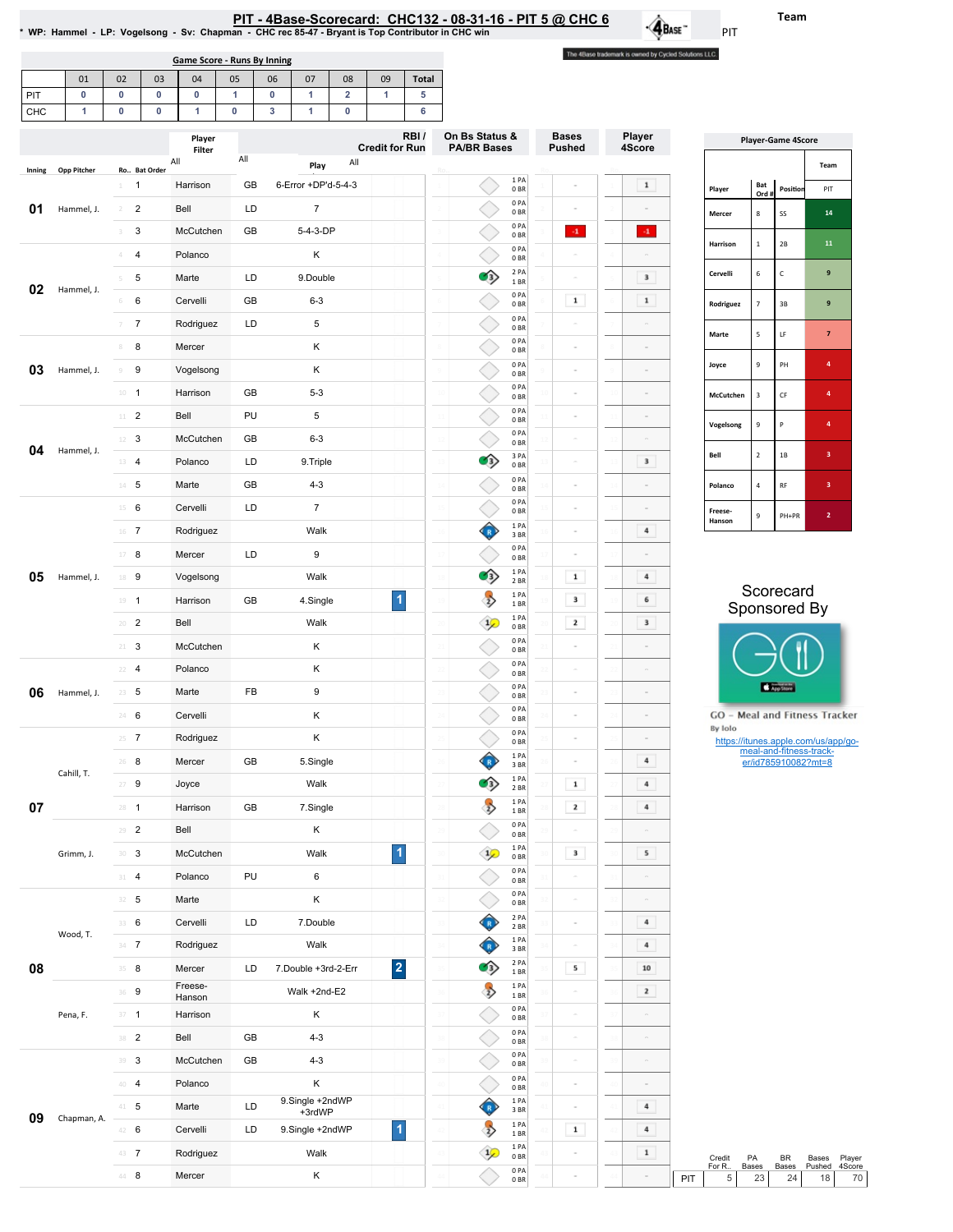# PIT - 4Base-Scorecard: CHC132 - 08-31-16 - PIT 5 @ CHC 6

* WP: Hammel - LP: Vogelsong - Sv: Chapman - CHC rec 85-47 - Bryant is Top Contributor in CHC win

Team: PIT

The 4Base trademark is owned by Cycled Solutions LLC.

**Game Score - Runs By Inning**

| | 01 | 02 | 03 | 04 | 05 | 06 | 07 | 08 | 09 | Total |
|---|---|---|---|---|---|---|---|---|---|---|
| PIT | 0 | 0 | 0 | 0 | 1 | 0 | 1 | 2 | 1 | 5 |
| CHC | 1 | 0 | 0 | 1 | 0 | 3 | 1 | 0 | | 6 |

| Inning | Opp Pitcher | Ro.. | Bat Order | Player | | Play | RBI / Credit for Run | On Bs Status & PA/BR Bases | Bases Pushed | Player 4Score |
|---|---|---|---|---|---|---|---|---|---|---|
| 01 | Hammel, J. | 1 | 1 | Harrison | GB | 6-Error +DP'd-5-4-3 | | 1 PA 0 BR | - | 1 |
| | | 2 | 2 | Bell | LD | 7 | | 0 PA 0 BR | - | - |
| | | 3 | 3 | McCutchen | GB | 5-4-3-DP | | 0 PA 0 BR | -1 | -1 |
| 02 | Hammel, J. | 4 | 4 | Polanco | | K | | 0 PA 0 BR | - | - |
| | | 5 | 5 | Marte | LD | 9.Double | | 2 PA 1 BR | - | 3 |
| | | 6 | 6 | Cervelli | GB | 6-3 | | 0 PA 0 BR | 1 | 1 |
| | | 7 | 7 | Rodriguez | LD | 5 | | 0 PA 0 BR | - | - |
| 03 | Hammel, J. | 8 | 8 | Mercer | | K | | 0 PA 0 BR | - | - |
| | | 9 | 9 | Vogelsong | | K | | 0 PA 0 BR | - | - |
| | | 10 | 1 | Harrison | GB | 5-3 | | 0 PA 0 BR | - | - |
| 04 | Hammel, J. | 11 | 2 | Bell | PU | 5 | | 0 PA 0 BR | - | - |
| | | 12 | 3 | McCutchen | GB | 6-3 | | 0 PA 0 BR | - | - |
| | | 13 | 4 | Polanco | LD | 9.Triple | | 3 PA 0 BR | - | 3 |
| | | 14 | 5 | Marte | GB | 4-3 | | 0 PA 0 BR | - | - |
| 05 | Hammel, J. | 15 | 6 | Cervelli | LD | 7 | | 0 PA 0 BR | - | - |
| | | 16 | 7 | Rodriguez | | Walk | | 1 PA 3 BR | - | 4 |
| | | 17 | 8 | Mercer | LD | 9 | | 0 PA 0 BR | - | - |
| | | 18 | 9 | Vogelsong | | Walk | | 1 PA 2 BR | 1 | 4 |
| | | 19 | 1 | Harrison | GB | 4.Single | 1 | 1 PA 1 BR | 3 | 6 |
| | | 20 | 2 | Bell | | Walk | | 1 PA 0 BR | 2 | 3 |
| | | 21 | 3 | McCutchen | | K | | 0 PA 0 BR | - | - |
| 06 | Hammel, J. | 22 | 4 | Polanco | | K | | 0 PA 0 BR | - | - |
| | | 23 | 5 | Marte | FB | 9 | | 0 PA 0 BR | - | - |
| | | 24 | 6 | Cervelli | | K | | 0 PA 0 BR | - | - |
| 07 | Cahill, T. | 25 | 7 | Rodriguez | | K | | 0 PA 0 BR | - | - |
| | | 26 | 8 | Mercer | GB | 5.Single | | 1 PA 3 BR | - | 4 |
| | | 27 | 9 | Joyce | | Walk | | 1 PA 2 BR | 1 | 4 |
| | | 28 | 1 | Harrison | GB | 7.Single | | 1 PA 1 BR | 2 | 4 |
| | Grimm, J. | 29 | 2 | Bell | | K | | 0 PA 0 BR | - | - |
| | | 30 | 3 | McCutchen | | Walk | 1 | 1 PA 0 BR | 3 | 5 |
| | | 31 | 4 | Polanco | PU | 6 | | 0 PA 0 BR | - | - |
| 08 | Wood, T. | 32 | 5 | Marte | | K | | 0 PA 0 BR | - | - |
| | | 33 | 6 | Cervelli | LD | 7.Double | | 2 PA 2 BR | - | 4 |
| | | 34 | 7 | Rodriguez | | Walk | | 1 PA 3 BR | - | 4 |
| | | 35 | 8 | Mercer | LD | 7.Double +3rd-2-Err | 2 | 2 PA 1 BR | 5 | 10 |
| | | 36 | 9 | Freese-Hanson | | Walk +2nd-E2 | | 1 PA 1 BR | - | 2 |
| | Pena, F. | 37 | 1 | Harrison | | K | | 0 PA 0 BR | - | - |
| | | 38 | 2 | Bell | GB | 4-3 | | 0 PA 0 BR | - | - |
| 09 | Chapman, A. | 39 | 3 | McCutchen | GB | 4-3 | | 0 PA 0 BR | - | - |
| | | 40 | 4 | Polanco | | K | | 0 PA 0 BR | - | - |
| | | 41 | 5 | Marte | LD | 9.Single +2ndWP +3rdWP | | 1 PA 3 BR | - | 4 |
| | | 42 | 6 | Cervelli | LD | 9.Single +2ndWP | 1 | 1 PA 1 BR | 1 | 4 |
| | | 43 | 7 | Rodriguez | | Walk | | 1 PA 0 BR | - | 1 |
| | | 44 | 8 | Mercer | | K | | 0 PA 0 BR | - | - |

**Player-Game 4Score**

| Player | Bat Ord # | Position | PIT |
|---|---|---|---|
| Mercer | 8 | SS | 14 |
| Harrison | 1 | 2B | 11 |
| Cervelli | 6 | C | 9 |
| Rodriguez | 7 | 3B | 9 |
| Marte | 5 | LF | 7 |
| Joyce | 9 | PH | 4 |
| McCutchen | 3 | CF | 4 |
| Vogelsong | 9 | P | 4 |
| Bell | 2 | 1B | 3 |
| Polanco | 4 | RF | 3 |
| Freese-Hanson | 9 | PH+PR | 2 |

| | Credit For R.. | PA Bases | BR Bases | Bases Pushed | Player 4Score |
|---|---|---|---|---|---|
| PIT | 5 | 23 | 24 | 18 | 70 |

Scorecard Sponsored By

GO - Meal and Fitness Tracker
By Iolo
https://itunes.apple.com/us/app/go-meal-and-fitness-track-er/id785910082?mt=8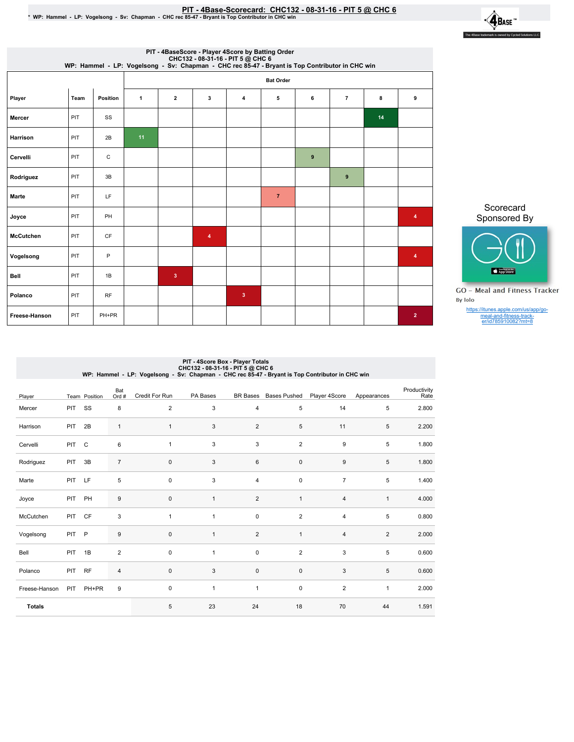# PIT - 4Base-Scorecard: CHC132 - 08-31-16 - PIT 5 @ CHC 6

\* WP: Hammel - LP: Vogelsong - Sv: Chapman - CHC rec 85-47 - Bryant is Top Contributor in CHC win

## PIT - 4BaseScore - Player 4Score by Batting Order

CHC132 - 08-31-16 - PIT 5 @ CHC 6

WP: Hammel - LP: Vogelsong - Sv: Chapman - CHC rec 85-47 - Bryant is Top Contributor in CHC win

| Player | Team | Position | Bat Order 1 | 2 | 3 | 4 | 5 | 6 | 7 | 8 | 9 |
|---|---|---|---|---|---|---|---|---|---|---|---|
| Mercer | PIT | SS | | | | | | | | 14 | |
| Harrison | PIT | 2B | 11 | | | | | | | | |
| Cervelli | PIT | C | | | | | | 9 | | | |
| Rodriguez | PIT | 3B | | | | | | | 9 | | |
| Marte | PIT | LF | | | | | 7 | | | | |
| Joyce | PIT | PH | | | | | | | | | 4 |
| McCutchen | PIT | CF | | | 4 | | | | | | |
| Vogelsong | PIT | P | | | | | | | | | 4 |
| Bell | PIT | 1B | | 3 | | | | | | | |
| Polanco | PIT | RF | | | | 3 | | | | | |
| Freese-Hanson | PIT | PH+PR | | | | | | | | | 2 |

Scorecard Sponsored By

GO - Meal and Fitness Tracker

By Iolo

https://itunes.apple.com/us/app/go-meal-and-fitness-track-er/id785910082?mt=8

## PIT - 4Score Box - Player Totals

CHC132 - 08-31-16 - PIT 5 @ CHC 6

WP: Hammel - LP: Vogelsong - Sv: Chapman - CHC rec 85-47 - Bryant is Top Contributor in CHC win

| Player | Team | Position | Bat Ord # | Credit For Run | PA Bases | BR Bases | Bases Pushed | Player 4Score | Appearances | Productivity Rate |
|---|---|---|---|---|---|---|---|---|---|---|
| Mercer | PIT | SS | 8 | 2 | 3 | 4 | 5 | 14 | 5 | 2.800 |
| Harrison | PIT | 2B | 1 | 1 | 3 | 2 | 5 | 11 | 5 | 2.200 |
| Cervelli | PIT | C | 6 | 1 | 3 | 3 | 2 | 9 | 5 | 1.800 |
| Rodriguez | PIT | 3B | 7 | 0 | 3 | 6 | 0 | 9 | 5 | 1.800 |
| Marte | PIT | LF | 5 | 0 | 3 | 4 | 0 | 7 | 5 | 1.400 |
| Joyce | PIT | PH | 9 | 0 | 1 | 2 | 1 | 4 | 1 | 4.000 |
| McCutchen | PIT | CF | 3 | 1 | 1 | 0 | 2 | 4 | 5 | 0.800 |
| Vogelsong | PIT | P | 9 | 0 | 1 | 2 | 1 | 4 | 2 | 2.000 |
| Bell | PIT | 1B | 2 | 0 | 1 | 0 | 2 | 3 | 5 | 0.600 |
| Polanco | PIT | RF | 4 | 0 | 3 | 0 | 0 | 3 | 5 | 0.600 |
| Freese-Hanson | PIT | PH+PR | 9 | 0 | 1 | 1 | 0 | 2 | 1 | 2.000 |
| Totals | | | | 5 | 23 | 24 | 18 | 70 | 44 | 1.591 |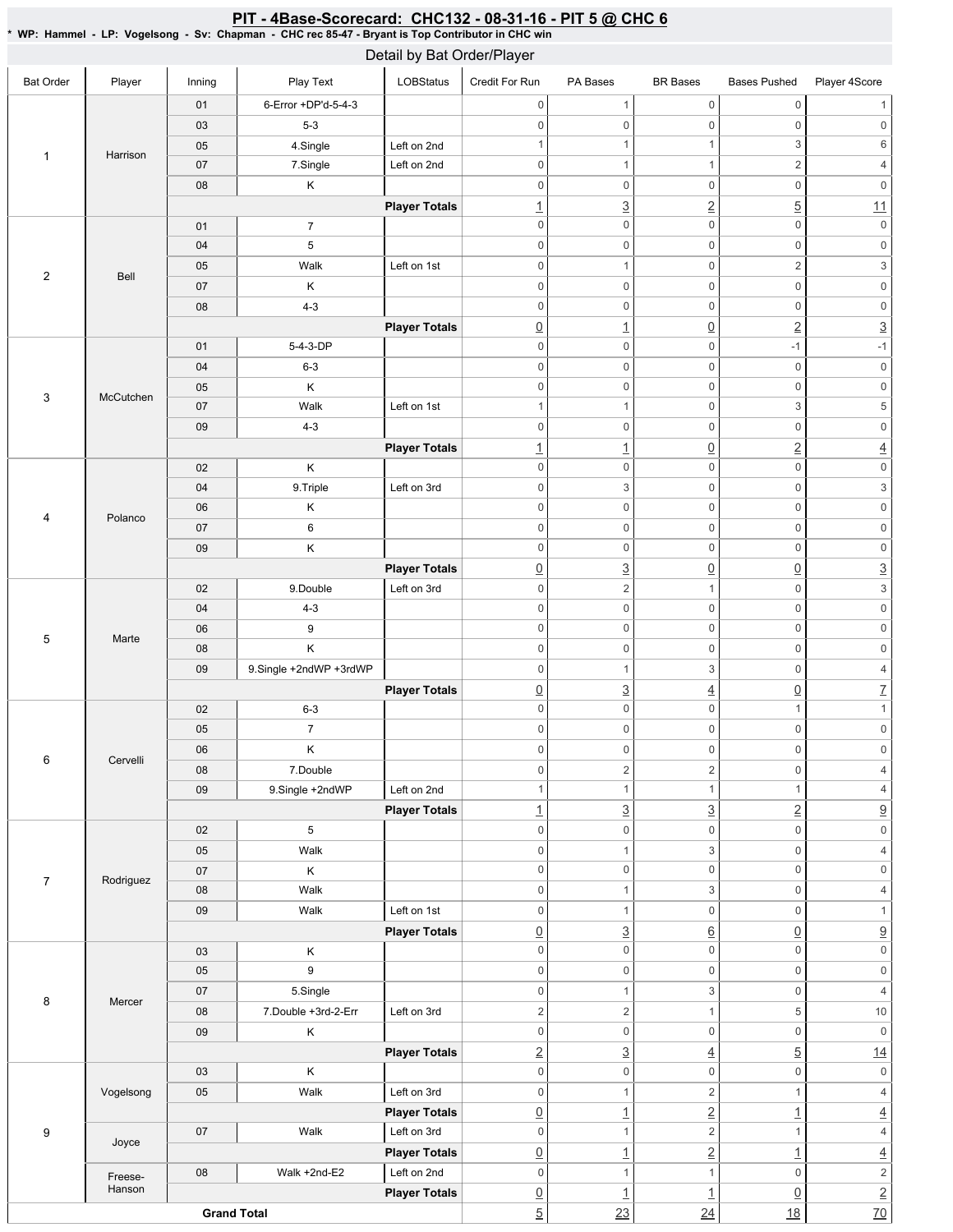## PIT - 4Base-Scorecard: CHC132 - 08-31-16 - PIT 5 @ CHC 6

**\* WP: Hammel - LP: Vogelsong - Sv: Chapman - CHC rec 85-47 - Bryant is Top Contributor in CHC win**

### Detail by Bat Order/Player

| Bat Order | Player | Inning | Play Text | LOBStatus | Credit For Run | PA Bases | BR Bases | Bases Pushed | Player 4Score |
|---|---|---|---|---|---|---|---|---|---|
| 1 | Harrison | 01 | 6-Error +DP'd-5-4-3 | | 0 | 1 | 0 | 0 | 1 |
| | | 03 | 5-3 | | 0 | 0 | 0 | 0 | 0 |
| | | 05 | 4.Single | Left on 2nd | 1 | 1 | 1 | 3 | 6 |
| | | 07 | 7.Single | Left on 2nd | 0 | 1 | 1 | 2 | 4 |
| | | 08 | K | | 0 | 0 | 0 | 0 | 0 |
| | | | | **Player Totals** | 1 | 3 | 2 | 5 | 11 |
| 2 | Bell | 01 | 7 | | 0 | 0 | 0 | 0 | 0 |
| | | 04 | 5 | | 0 | 0 | 0 | 0 | 0 |
| | | 05 | Walk | Left on 1st | 0 | 1 | 0 | 2 | 3 |
| | | 07 | K | | 0 | 0 | 0 | 0 | 0 |
| | | 08 | 4-3 | | 0 | 0 | 0 | 0 | 0 |
| | | | | **Player Totals** | 0 | 1 | 0 | 2 | 3 |
| 3 | McCutchen | 01 | 5-4-3-DP | | 0 | 0 | 0 | -1 | -1 |
| | | 04 | 6-3 | | 0 | 0 | 0 | 0 | 0 |
| | | 05 | K | | 0 | 0 | 0 | 0 | 0 |
| | | 07 | Walk | Left on 1st | 1 | 1 | 0 | 3 | 5 |
| | | 09 | 4-3 | | 0 | 0 | 0 | 0 | 0 |
| | | | | **Player Totals** | 1 | 1 | 0 | 2 | 4 |
| 4 | Polanco | 02 | K | | 0 | 0 | 0 | 0 | 0 |
| | | 04 | 9.Triple | Left on 3rd | 0 | 3 | 0 | 0 | 3 |
| | | 06 | K | | 0 | 0 | 0 | 0 | 0 |
| | | 07 | 6 | | 0 | 0 | 0 | 0 | 0 |
| | | 09 | K | | 0 | 0 | 0 | 0 | 0 |
| | | | | **Player Totals** | 0 | 3 | 0 | 0 | 3 |
| 5 | Marte | 02 | 9.Double | Left on 3rd | 0 | 2 | 1 | 0 | 3 |
| | | 04 | 4-3 | | 0 | 0 | 0 | 0 | 0 |
| | | 06 | 9 | | 0 | 0 | 0 | 0 | 0 |
| | | 08 | K | | 0 | 0 | 0 | 0 | 0 |
| | | 09 | 9.Single +2ndWP +3rdWP | | 0 | 1 | 3 | 0 | 4 |
| | | | | **Player Totals** | 0 | 3 | 4 | 0 | 7 |
| 6 | Cervelli | 02 | 6-3 | | 0 | 0 | 0 | 1 | 1 |
| | | 05 | 7 | | 0 | 0 | 0 | 0 | 0 |
| | | 06 | K | | 0 | 0 | 0 | 0 | 0 |
| | | 08 | 7.Double | | 0 | 2 | 2 | 0 | 4 |
| | | 09 | 9.Single +2ndWP | Left on 2nd | 1 | 1 | 1 | 1 | 4 |
| | | | | **Player Totals** | 1 | 3 | 3 | 2 | 9 |
| 7 | Rodriguez | 02 | 5 | | 0 | 0 | 0 | 0 | 0 |
| | | 05 | Walk | | 0 | 1 | 3 | 0 | 4 |
| | | 07 | K | | 0 | 0 | 0 | 0 | 0 |
| | | 08 | Walk | | 0 | 1 | 3 | 0 | 4 |
| | | 09 | Walk | Left on 1st | 0 | 1 | 0 | 0 | 1 |
| | | | | **Player Totals** | 0 | 3 | 6 | 0 | 9 |
| 8 | Mercer | 03 | K | | 0 | 0 | 0 | 0 | 0 |
| | | 05 | 9 | | 0 | 0 | 0 | 0 | 0 |
| | | 07 | 5.Single | | 0 | 1 | 3 | 0 | 4 |
| | | 08 | 7.Double +3rd-2-Err | Left on 3rd | 2 | 2 | 1 | 5 | 10 |
| | | 09 | K | | 0 | 0 | 0 | 0 | 0 |
| | | | | **Player Totals** | 2 | 3 | 4 | 5 | 14 |
| 9 | Vogelsong | 03 | K | | 0 | 0 | 0 | 0 | 0 |
| | | 05 | Walk | Left on 3rd | 0 | 1 | 2 | 1 | 4 |
| | | | | **Player Totals** | 0 | 1 | 2 | 1 | 4 |
| | Joyce | 07 | Walk | Left on 3rd | 0 | 1 | 2 | 1 | 4 |
| | | | | **Player Totals** | 0 | 1 | 2 | 1 | 4 |
| | Freese-Hanson | 08 | Walk +2nd-E2 | Left on 2nd | 0 | 1 | 1 | 0 | 2 |
| | | | | **Player Totals** | 0 | 1 | 1 | 0 | 2 |
| **Grand Total** | | | | | 5 | 23 | 24 | 18 | 70 |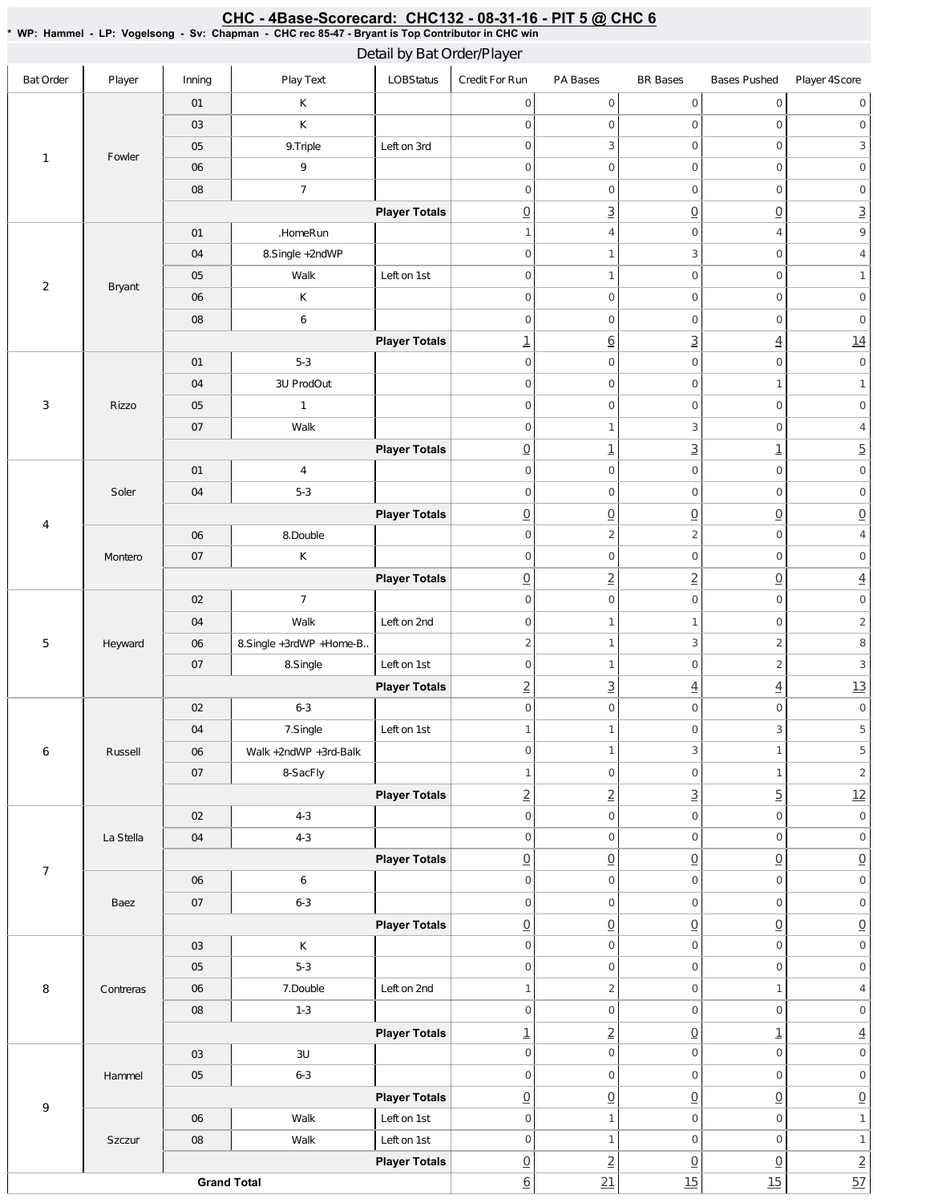## CHC - 4Base-Scorecard: CHC132 - 08-31-16 - PIT 5 @ CHC 6

**\* WP: Hammel - LP: Vogelsong - Sv: Chapman - CHC rec 85-47 - Bryant is Top Contributor in CHC win**

### Detail by Bat Order/Player

| Bat Order | Player | Inning | Play Text | LOBStatus | Credit For Run | PA Bases | BR Bases | Bases Pushed | Player 4Score |
|---|---|---|---|---|---|---|---|---|---|
| 1 | Fowler | 01 | K | | 0 | 0 | 0 | 0 | 0 |
| | | 03 | K | | 0 | 0 | 0 | 0 | 0 |
| | | 05 | 9.Triple | Left on 3rd | 0 | 3 | 0 | 0 | 3 |
| | | 06 | 9 | | 0 | 0 | 0 | 0 | 0 |
| | | 08 | 7 | | 0 | 0 | 0 | 0 | 0 |
| | | | | **Player Totals** | 0 | 3 | 0 | 0 | 3 |
| 2 | Bryant | 01 | .HomeRun | | 1 | 4 | 0 | 4 | 9 |
| | | 04 | 8.Single +2ndWP | | 0 | 1 | 3 | 0 | 4 |
| | | 05 | Walk | Left on 1st | 0 | 1 | 0 | 0 | 1 |
| | | 06 | K | | 0 | 0 | 0 | 0 | 0 |
| | | 08 | 6 | | 0 | 0 | 0 | 0 | 0 |
| | | | | **Player Totals** | 1 | 6 | 3 | 4 | 14 |
| 3 | Rizzo | 01 | 5-3 | | 0 | 0 | 0 | 0 | 0 |
| | | 04 | 3U ProdOut | | 0 | 0 | 0 | 1 | 1 |
| | | 05 | 1 | | 0 | 0 | 0 | 0 | 0 |
| | | 07 | Walk | | 0 | 1 | 3 | 0 | 4 |
| | | | | **Player Totals** | 0 | 1 | 3 | 1 | 5 |
| 4 | Soler | 01 | 4 | | 0 | 0 | 0 | 0 | 0 |
| | | 04 | 5-3 | | 0 | 0 | 0 | 0 | 0 |
| | | | | **Player Totals** | 0 | 0 | 0 | 0 | 0 |
| | Montero | 06 | 8.Double | | 0 | 2 | 2 | 0 | 4 |
| | | 07 | K | | 0 | 0 | 0 | 0 | 0 |
| | | | | **Player Totals** | 0 | 2 | 2 | 0 | 4 |
| 5 | Heyward | 02 | 7 | | 0 | 0 | 0 | 0 | 0 |
| | | 04 | Walk | Left on 2nd | 0 | 1 | 1 | 0 | 2 |
| | | 06 | 8.Single +3rdWP +Home-B.. | | 2 | 1 | 3 | 2 | 8 |
| | | 07 | 8.Single | Left on 1st | 0 | 1 | 0 | 2 | 3 |
| | | | | **Player Totals** | 2 | 3 | 4 | 4 | 13 |
| 6 | Russell | 02 | 6-3 | | 0 | 0 | 0 | 0 | 0 |
| | | 04 | 7.Single | Left on 1st | 1 | 1 | 0 | 3 | 5 |
| | | 06 | Walk +2ndWP +3rd-Balk | | 0 | 1 | 3 | 1 | 5 |
| | | 07 | 8-SacFly | | 1 | 0 | 0 | 1 | 2 |
| | | | | **Player Totals** | 2 | 2 | 3 | 5 | 12 |
| 7 | La Stella | 02 | 4-3 | | 0 | 0 | 0 | 0 | 0 |
| | | 04 | 4-3 | | 0 | 0 | 0 | 0 | 0 |
| | | | | **Player Totals** | 0 | 0 | 0 | 0 | 0 |
| | Baez | 06 | 6 | | 0 | 0 | 0 | 0 | 0 |
| | | 07 | 6-3 | | 0 | 0 | 0 | 0 | 0 |
| | | | | **Player Totals** | 0 | 0 | 0 | 0 | 0 |
| 8 | Contreras | 03 | K | | 0 | 0 | 0 | 0 | 0 |
| | | 05 | 5-3 | | 0 | 0 | 0 | 0 | 0 |
| | | 06 | 7.Double | Left on 2nd | 1 | 2 | 0 | 1 | 4 |
| | | 08 | 1-3 | | 0 | 0 | 0 | 0 | 0 |
| | | | | **Player Totals** | 1 | 2 | 0 | 1 | 4 |
| 9 | Hammel | 03 | 3U | | 0 | 0 | 0 | 0 | 0 |
| | | 05 | 6-3 | | 0 | 0 | 0 | 0 | 0 |
| | | | | **Player Totals** | 0 | 0 | 0 | 0 | 0 |
| | Szczur | 06 | Walk | Left on 1st | 0 | 1 | 0 | 0 | 1 |
| | | 08 | Walk | Left on 1st | 0 | 1 | 0 | 0 | 1 |
| | | | | **Player Totals** | 0 | 2 | 0 | 0 | 2 |
| **Grand Total** | | | | | 6 | 21 | 15 | 15 | 57 |